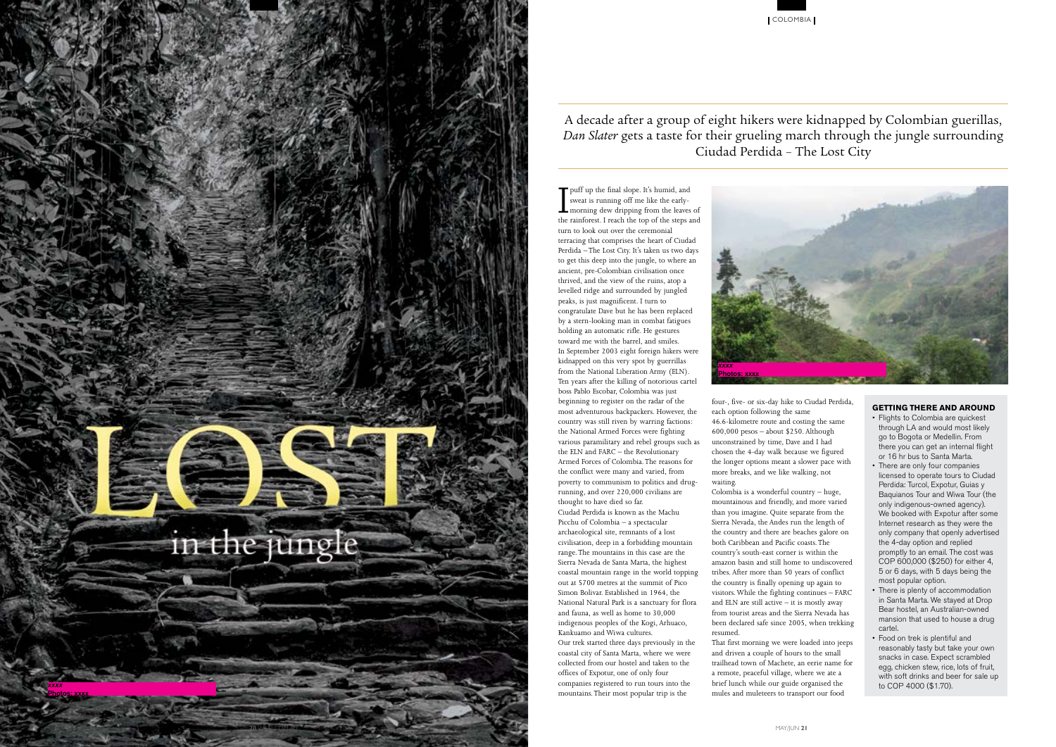# LOST in the jungle

A decade after a group of eight hikers were kidnapped by Colombian guerillas, *Dan Slater* gets a taste for their grueling march through the jungle surrounding Ciudad Perdida – The Lost City

I puff up the final slope. It's humid, and sweat is running off me like the early-morning dew dripping from the leaves of the rainforest. I reach the top of the steps and turn to look out over the ceremonial terracing that comprises the heart of Ciudad Perdida – The Lost City. It's taken us two days to get this deep into the jungle, to where an ancient, pre-Colombian civilisation once thrived, and the view of the ruins, atop a levelled ridge and surrounded by jungled peaks, is just magnificent. I turn to congratulate Dave but he has been replaced by a stern-looking man in combat fatigues holding an automatic rifle. He gestures toward me with the barrel, and smiles.

In September 2003 eight foreign hikers were kidnapped on this very spot by guerrillas from the National Liberation Army (ELN). Ten years after the killing of notorious cartel boss Pablo Escobar, Colombia was just beginning to register on the radar of the most adventurous backpackers. However, the country was still riven by warring factions: the National Armed Forces were fighting various paramilitary and rebel groups such as the ELN and FARC – the Revolutionary Armed Forces of Colombia. The reasons for the conflict were many and varied, from poverty to communism to politics and drug-running, and over 220,000 civilians are thought to have died so far.

Ciudad Perdida is known as the Machu Picchu of Colombia – a spectacular archaeological site, remnants of a lost civilisation, deep in a forbidding mountain range. The mountains in this case are the Sierra Nevada de Santa Marta, the highest coastal mountain range in the world topping out at 5700 metres at the summit of Pico Simon Bolivar. Established in 1964, the National Natural Park is a sanctuary for flora and fauna, as well as home to 30,000 indigenous peoples of the Kogi, Arhuaco, Kankuamo and Wiwa cultures.

Our trek started three days previously in the coastal city of Santa Marta, where we were collected from our hostel and taken to the offices of Expotur, one of only four companies registered to run tours into the mountains. Their most popular trip is the four-, five- or six-day hike to Ciudad Perdida, each option following the same 46.6-kilometre route and costing the same 600,000 pesos – about $250. Although unconstrained by time, Dave and I had chosen the 4-day walk because we figured the longer options meant a slower pace with more breaks, and we like walking, not waiting.

Colombia is a wonderful country – huge, mountainous and friendly, and more varied than you imagine. Quite separate from the Sierra Nevada, the Andes run the length of the country and there are beaches galore on both Caribbean and Pacific coasts. The country's south-east corner is within the amazon basin and still home to undiscovered tribes. After more than 50 years of conflict the country is finally opening up again to visitors. While the fighting continues – FARC and ELN are still active – it is mostly away from tourist areas and the Sierra Nevada has been declared safe since 2005, when trekking resumed.

That first morning we were loaded into jeeps and driven a couple of hours to the small trailhead town of Machete, an eerie name for a remote, peaceful village, where we ate a brief lunch while our guide organised the mules and muleteers to transport our food

### GETTING THERE AND AROUND

- Flights to Colombia are quickest through LA and would most likely go to Bogota or Medellin. From there you can get an internal flight or 16 hr bus to Santa Marta.
- There are only four companies licensed to operate tours to Ciudad Perdida: Turcol, Expotur, Guias y Baquianos Tour and Wiwa Tour (the only indigenous-owned agency). We booked with Expotur after some Internet research as they were the only company that openly advertised the 4-day option and replied promptly to an email. The cost was COP 600,000 ($250) for either 4, 5 or 6 days, with 5 days being the most popular option.
- There is plenty of accommodation in Santa Marta. We stayed at Drop Bear hostel, an Australian-owned mansion that used to house a drug cartel.
- Food on trek is plentiful and reasonably tasty but take your own snacks in case. Expect scrambled egg, chicken stew, rice, lots of fruit, with soft drinks and beer for sale up to COP 4000 ($1.70).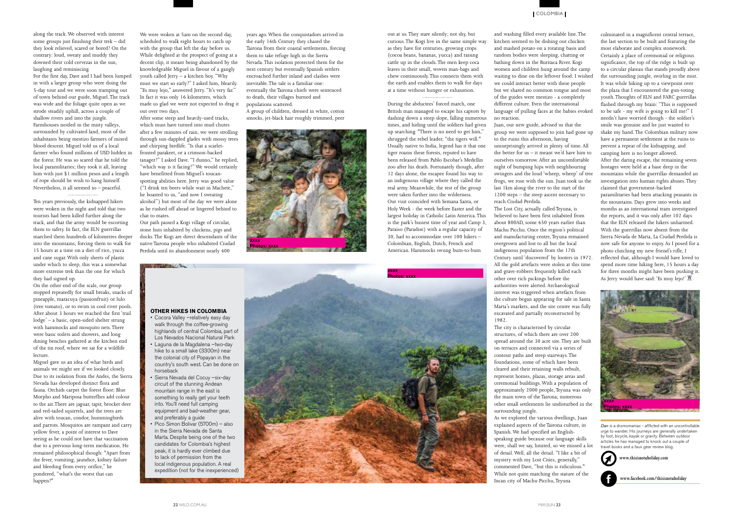along the track. We observed with interest some groups just finishing their trek – did they look relieved, scared or bored? On the contrary: loud, sweaty and muddy they downed their cold cervezas in the sun, laughing and reminiscing.

For the first day, Dave and I had been lumped in with a larger group who were doing the 5-day tour and we were soon tramping out of town behind our guide, Miguel. The track was wide and the foliage quite open as we strode steadily uphill, across a couple of shallow rivers and into the jungle. Farmhouses nestled in the misty valleys, surrounded by cultivated land, most of the inhabitants being mestizo farmers of mixed blood descent. Miguel told us of a local farmer who found millions of USD hidden in the forest. He was so scared that he told the local paramilitaries; they took it all, leaving him with just $1 million pesos and a length of rope should he wish to hang himself. Nevertheless, it all seemed so – peaceful.

Ten years previously, the kidnapped hikers were woken in the night and told that two tourists had been killed further along the track, and that the army would be escorting them to safety. In fact, the ELN guerrillas marched them hundreds of kilometres deeper into the mountains, forcing them to walk for 15 hours at a time on a diet of rice, yucca and cane sugar. With only sheets of plastic under which to sleep, this was a somewhat more extreme trek than the one for which they had signed up.

On the other end of the scale, our group stopped repeatedly for small breaks, snacks of pineapple, maracuya (passionfruit) or lulo (tree tomato), or to swim in cool river pools. After about 3 hours we reached the first 'trail lodge' – a basic, open-sided shelter strung with hammocks and mosquito nets. There were basic toilets and showers, and long dining benches gathered at the kitchen end of the tin roof, where we sat for a wildlife lecture.

Miguel gave us an idea of what birds and animals we might see if we looked closely. Due to its isolation from the Andes, the Sierra Nevada has developed distinct flora and fauna. Orchids carpet the forest floor; Blue Morpho and Mariposa butterflies add colour to the air. There are jaguar, tapir, brocket deer and red-tailed squirrels, and the trees are alive with toucan, condor, hummingbirds and parrots. Mosquitos are rampant and carry yellow fever, a point of interest to Dave seeing as he could not have that vaccination due to a previous long-term medication. He remained philosophical though: "Apart from the fever, vomiting, jaundice, kidney failure and bleeding from every orifice," he pondered, "what's the worst that can happen?"

We were woken at 5am on the second day, scheduled to walk eight hours to catch up with the group that left the day before us. While delighted at the prospect of going at a decent clip, it meant being abandoned by the knowledgeable Miguel in favour of a gangly youth called Jerry – a kitchen boy. "Why must we start so early?" I asked him, blearily. "Es muy lejo," answered Jerry. "It's very far." In fact it was only 16 kilometres, which made us glad we were not expected to drag it out over two days.

After some steep and heavily-used tracks, which must have turned into mud chutes after a few minutes of rain, we were strolling through sun-dappled glades with mossy trees and chirping birdlife. "Is that a scarlet-fronted parakeet, or a crimson-backed tanager?" I asked Dave. "I dunno," he replied, "which way is it facing?" We would certainly have benefitted from Miguel's toucan-spotting abilities here. Jerry was good value ("I drink ten beers while wait in Machete," he boasted to us, "and now I sweating alcohol") but most of the day we were alone as he rushed off ahead or lingered behind to chat to mates.

Our path passed a Kogi village of circular, stone huts inhabited by chickens, pigs and ducks. The Kogi are direct descendants of the native Tairona people who inhabited Ciudad Perdida until its abandonment nearly 400 years ago. When the conquistadors arrived in the early 16th Century they chased the Tairona from their coastal settlements, forcing them to take refuge high in the Sierra Nevada. This isolation protected them for the next century but eventually Spanish settlers encroached further inland and clashes were inevitable. The tale is a familiar one: eventually the Tairona chiefs were sentenced to death, their villages burned and populations scattered.

A group of children, dressed in white, cotton smocks, jet-black hair roughly trimmed, peer out at us. They stare silently; not shy, but curious. The Kogi live in the same simple way as they have for centuries, growing crops (cocoa beans, bananas, yucca) and raising cattle up in the clouds. The men keep coca leaves in their small, woven man-bags and chew continuously. This connects them with the earth and enables them to walk for days at a time without hunger or exhaustion.

xxxx
Photos: xxxx

During the abductees' forced march, one British man managed to escape his captors by dashing down a steep slope, falling numerous times, and hiding until the soldiers had given up searching. "There is no need to get him," shrugged the rebel leader, "the tigers will." Usually native to India, legend has it that one tiger roams these forests, reputed to have been released from Pablo Escobar's Medellin zoo after his death. Fortunately though, after 12 days alone, the escapee found his way to an indigenous village where they called the real army. Meanwhile, the rest of the group were taken further into the wilderness.

Our visit coincided with Semana Santa, or Holy Week - the week before Easter and the largest holiday in Catholic Latin America. This is the park's busiest time of year and Camp 3, Paraiso (Paradise) with a regular capacity of 30, had to accommodate over 100 hikers – Colombian, English, Dutch, French and American. Hammocks swung bum-to-bum and washing filled every available line. The kitchen seemed to be dishing out chicken and mashed potato on a rotating basis and random bodies were sleeping, chatting or bathing down in the Buritaca River. Kogi women and children hung around the camp waiting to dine on the leftover food. I wished we could interact better with these people but we shared no common tongue and most of the guides were mestizo - a completely different culture. Even the international language of pulling faces at the babies evoked no reaction.

Juan, our new guide, advised us that the group we were supposed to join had gone up to the ruins this afternoon, having unsurprisingly arrived in plenty of time. All the better for us – it meant we'd have him to ourselves tomorrow. After an uncomfortable night of bumping hips with neighbouring swingers and the loud 'wheep, wheep' of tree frogs, we rose with the sun. Juan took us the last 1km along the river to the start of the 1200 steps – the steep ascent necessary to reach Ciudad Perdida.

The Lost City, actually called Teyuna, is believed to have been first inhabited from about 800AD, some 650 years earlier than Machu Picchu. Once the region's political and manufacturing centre, Teyuna remained overgrown and lost to all but the local indigenous population from the 17th Century until 'discovered' by looters in 1972. All the gold artefacts were stolen at this time and grave-robbers frequently killed each other over rich pickings before the authorities were alerted. Archaeological interest was triggered when artefacts from the culture began appearing for sale in Santa Marta's markets, and the site centre was fully excavated and partially reconstructed by 1982.

The city is characterised by circular structures, of which there are over 200 spread around the 30 acre site. They are built on terraces and connected via a series of contour paths and steep stairways. The foundations, some of which have been cleared and their retaining walls rebuilt, represent homes, plazas, storage areas and ceremonial buildings. With a population of approximately 2000 people, Teyuna was only the main town of the Tairona; numerous other small settlements lie undisturbed in the surrounding jungle.

As we explored the various dwellings, Juan explained aspects of the Tairona culture, in Spanish. We had specified an English-speaking guide because our language skills were, shall we say, limited, so we missed a lot of detail. Well, all the detail. "I like a bit of mystery with my Lost Cities, generally," commented Dave, "but this is ridiculous." While not quite matching the stature of the Incan city of Machu Picchu, Teyuna culminated in a magnificent central terrace, the last section to be built and featuring the most elaborate and complex stonework. Certainly a place of ceremonial or religious significance, the top of the ridge is built up to a circular plateau that stands proudly above the surrounding jungle, swirling in the mist.

It was while hiking up to a viewpoint over the plaza that I encountered the gun-toting youth. Thoughts of ELN and FARC guerrillas flashed through my brain: "This is supposed to be safe - my wife is going to kill me!" I needn't have worried though - the soldier's smile was genuine and he just wanted to shake my hand. The Colombian military now have a permanent settlement at the ruins to prevent a repeat of the kidnapping, and camping here is no longer allowed.

After the daring escape, the remaining seven hostages were held at a base deep in the mountains while the guerrillas demanded an investigation into human rights abuses. They claimed that government-backed paramilitaries had been attacking peasants in the mountains. Days grew into weeks and months as an international team investigated the reports, and it was only after 102 days that the ELN released the hikers unharmed. With the guerrillas now absent from the Sierra Nevada de Marta, La Ciudad Perdida is now safe for anyone to enjoy. As I posed for a photo clutching my new friend's rifle, I reflected that, although I would have loved to spend more time hiking here, 15 hours a day for three months might have been pushing it. As Jerry would have said: 'Es muy lejo!' **W**

xxxx
Photos: xxxx

### OTHER HIKES IN COLOMBIA

- Cocora Valley –relatively easy day walk through the coffee-growing highlands of central Colombia, part of Los Nevados Nacional Natural Park
- Laguna de la Magdalena –two-day hike to a small lake (3300m) near the colonial city of Popayan in the country's south west. Can be done on horseback
- Sierra Nevada del Cocuy –six-day circuit of the stunning Andean mountain range in the east is something to really get your teeth into. You'll need full camping equipment and bad-weather gear, and preferably a guide
- Pico Simon Bolivar (5700m) – also in the Sierra Nevada de Santa Marta. Despite being one of the two candidates for Colombia's highest peak, it is hardly ever climbed due to lack of permission from the local indigenous population. A real expedition (not for the inexperienced)

xxxx
Photos: xxxx

*Dan* is a dromomaniac - afflicted with an uncontrollable urge to wander. His journeys are generally undertaken by foot, bicycle, kayak or gravity. Between outdoor articles he has managed to knock out a couple of travel books and a faux gear review blog.

*www.thisisnotaholiday.com*

*www.facebook.com/thisisnotaholiday*